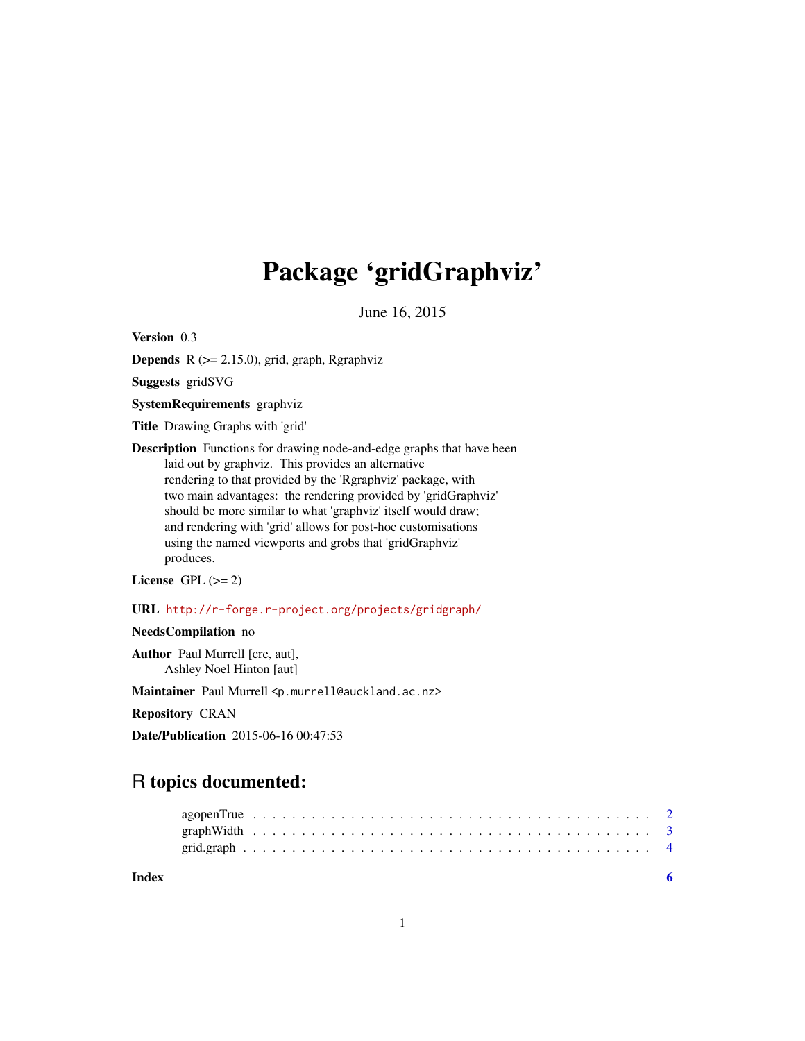# Package 'gridGraphviz'

June 16, 2015

**Version** 0.3

**Depends** R (>= 2.15.0), grid, graph, Rgraphviz

**Suggests** gridSVG

**SystemRequirements** graphviz

**Title** Drawing Graphs with 'grid'

**Description** Functions for drawing node-and-edge graphs that have been laid out by graphviz. This provides an alternative rendering to that provided by the 'Rgraphviz' package, with two main advantages: the rendering provided by 'gridGraphviz' should be more similar to what 'graphviz' itself would draw; and rendering with 'grid' allows for post-hoc customisations using the named viewports and grobs that 'gridGraphviz' produces.

**License** GPL (>= 2)

**URL** http://r-forge.r-project.org/projects/gridgraph/

**NeedsCompilation** no

**Author** Paul Murrell [cre, aut], Ashley Noel Hinton [aut]

**Maintainer** Paul Murrell <p.murrell@auckland.ac.nz>

**Repository** CRAN

**Date/Publication** 2015-06-16 00:47:53

## R topics documented:

- agopenTrue . . . . . . . . . . . . . . . . . . . . . . . . . . . . . . . . . . . . . . . . 2
- graphWidth . . . . . . . . . . . . . . . . . . . . . . . . . . . . . . . . . . . . . . . . 3
- grid.graph . . . . . . . . . . . . . . . . . . . . . . . . . . . . . . . . . . . . . . . . . 4

**Index** 6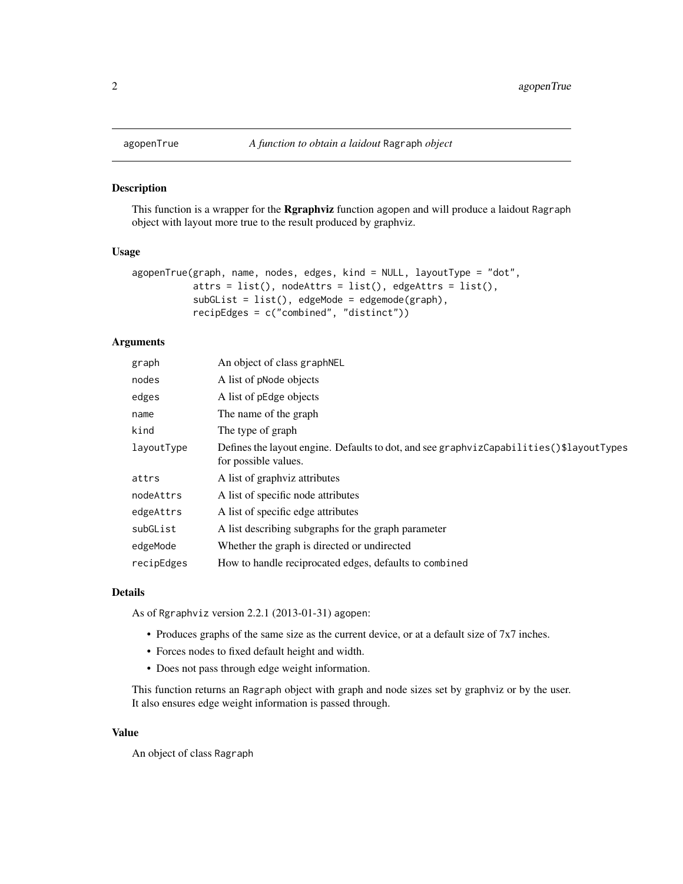agopenTrue — *A function to obtain a laidout* Ragraph *object*

## Description

This function is a wrapper for the **Rgraphviz** function agopen and will produce a laidout Ragraph object with layout more true to the result produced by graphviz.

## Usage

```
agopenTrue(graph, name, nodes, edges, kind = NULL, layoutType = "dot",
           attrs = list(), nodeAttrs = list(), edgeAttrs = list(),
           subGList = list(), edgeMode = edgemode(graph),
           recipEdges = c("combined", "distinct"))
```

## Arguments

| | |
|---|---|
| graph | An object of class graphNEL |
| nodes | A list of pNode objects |
| edges | A list of pEdge objects |
| name | The name of the graph |
| kind | The type of graph |
| layoutType | Defines the layout engine. Defaults to dot, and see graphvizCapabilities()$layoutTypes for possible values. |
| attrs | A list of graphviz attributes |
| nodeAttrs | A list of specific node attributes |
| edgeAttrs | A list of specific edge attributes |
| subGList | A list describing subgraphs for the graph parameter |
| edgeMode | Whether the graph is directed or undirected |
| recipEdges | How to handle reciprocated edges, defaults to combined |

## Details

As of Rgraphviz version 2.2.1 (2013-01-31) agopen:

- Produces graphs of the same size as the current device, or at a default size of 7x7 inches.
- Forces nodes to fixed default height and width.
- Does not pass through edge weight information.

This function returns an Ragraph object with graph and node sizes set by graphviz or by the user. It also ensures edge weight information is passed through.

## Value

An object of class Ragraph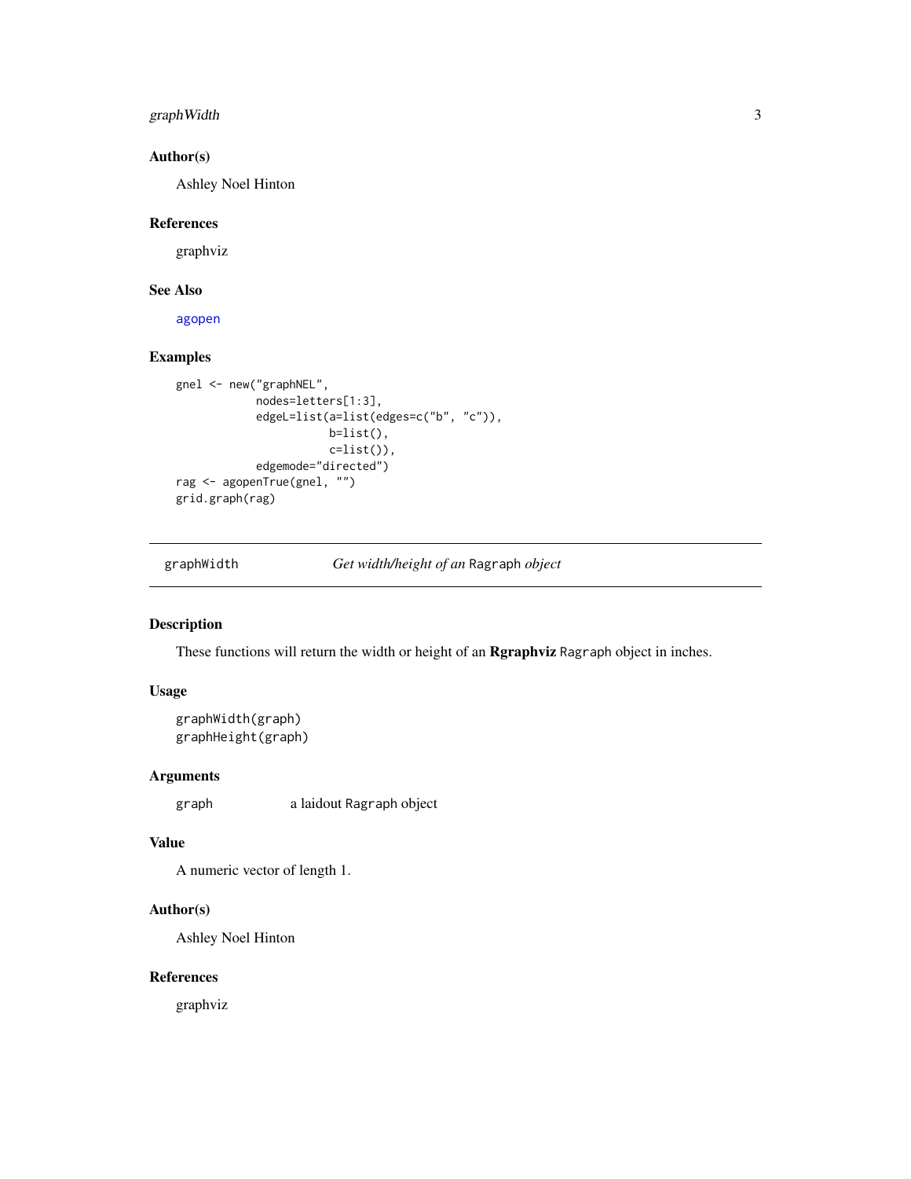### Author(s)

Ashley Noel Hinton

### References

graphviz

### See Also

agopen

### Examples

```
gnel <- new("graphNEL",
            nodes=letters[1:3],
            edgeL=list(a=list(edges=c("b", "c")),
                       b=list(),
                       c=list()),
            edgemode="directed")
rag <- agopenTrue(gnel, "")
grid.graph(rag)
```

---

## graphWidth *Get width/height of an* Ragraph *object*

---

### Description

These functions will return the width or height of an **Rgraphviz** Ragraph object in inches.

### Usage

```
graphWidth(graph)
graphHeight(graph)
```

### Arguments

| | |
|---|---|
| graph | a laidout Ragraph object |

### Value

A numeric vector of length 1.

### Author(s)

Ashley Noel Hinton

### References

graphviz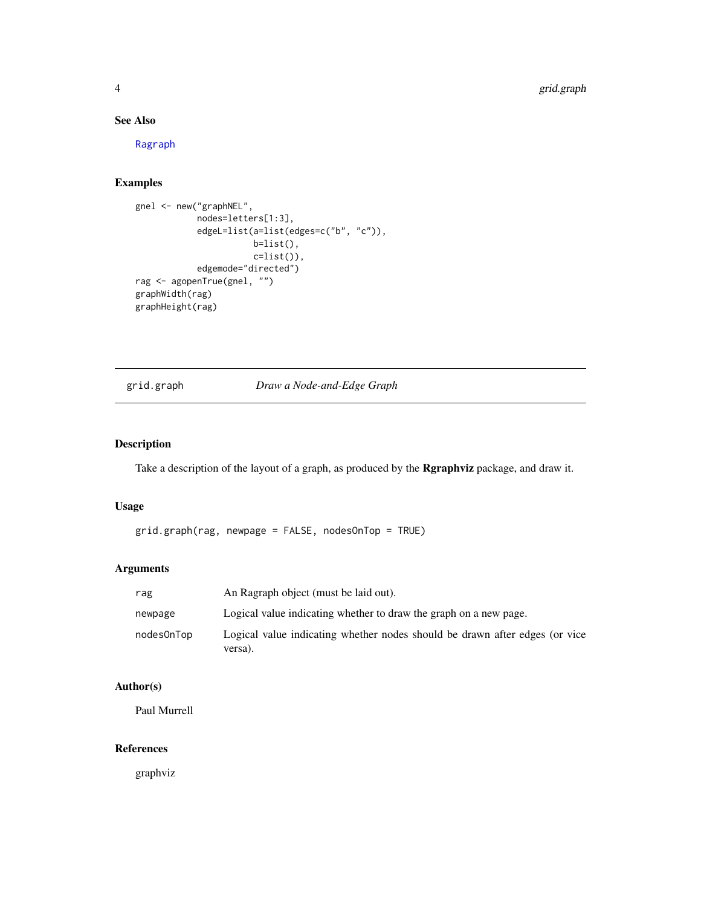### See Also

Ragraph

### Examples

```
gnel <- new("graphNEL",
            nodes=letters[1:3],
            edgeL=list(a=list(edges=c("b", "c")),
                       b=list(),
                       c=list()),
            edgemode="directed")
rag <- agopenTrue(gnel, "")
graphWidth(rag)
graphHeight(rag)
```

---

## grid.graph *Draw a Node-and-Edge Graph*

---

### Description

Take a description of the layout of a graph, as produced by the **Rgraphviz** package, and draw it.

### Usage

```
grid.graph(rag, newpage = FALSE, nodesOnTop = TRUE)
```

### Arguments

| | |
|---|---|
| rag | An Ragraph object (must be laid out). |
| newpage | Logical value indicating whether to draw the graph on a new page. |
| nodesOnTop | Logical value indicating whether nodes should be drawn after edges (or vice versa). |

### Author(s)

Paul Murrell

### References

graphviz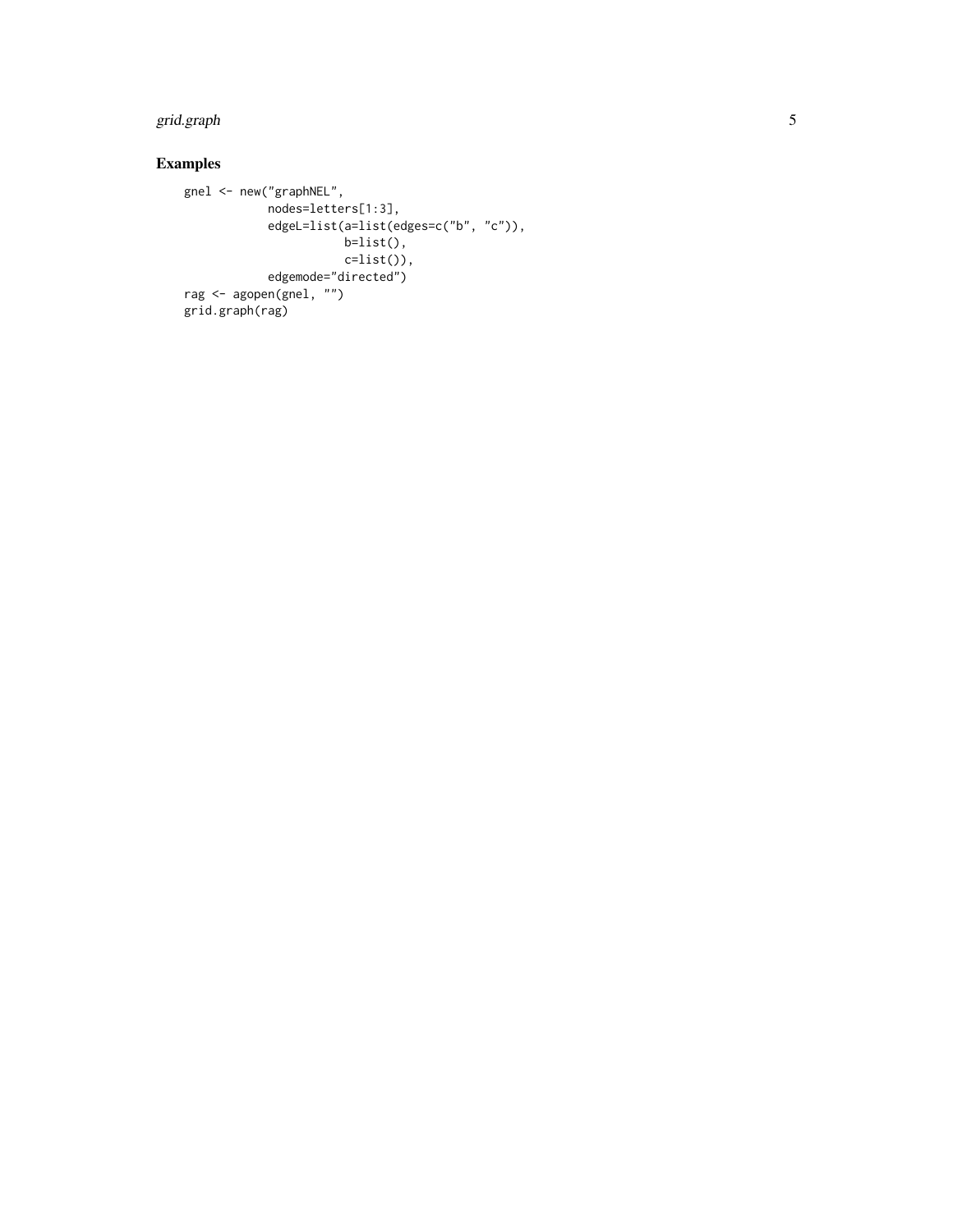## Examples

```
gnel <- new("graphNEL",
            nodes=letters[1:3],
            edgeL=list(a=list(edges=c("b", "c")),
                       b=list(),
                       c=list()),
            edgemode="directed")
rag <- agopen(gnel, "")
grid.graph(rag)
```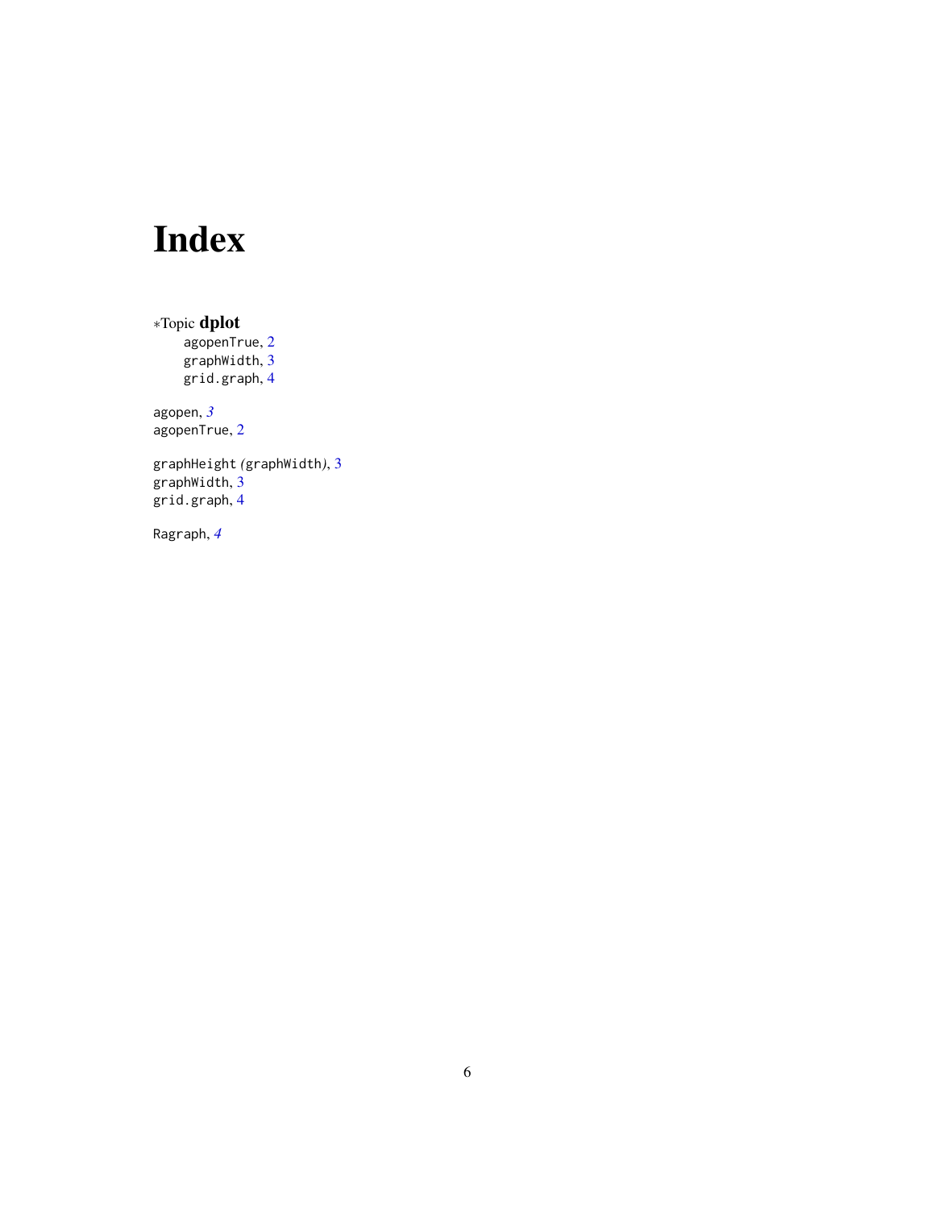# Index

*Topic **dplot**

    agopenTrue, 2
    graphWidth, 3
    grid.graph, 4

agopen, *3*
agopenTrue, 2

graphHeight *(*graphWidth*)*, 3
graphWidth, 3
grid.graph, 4

Ragraph, *4*